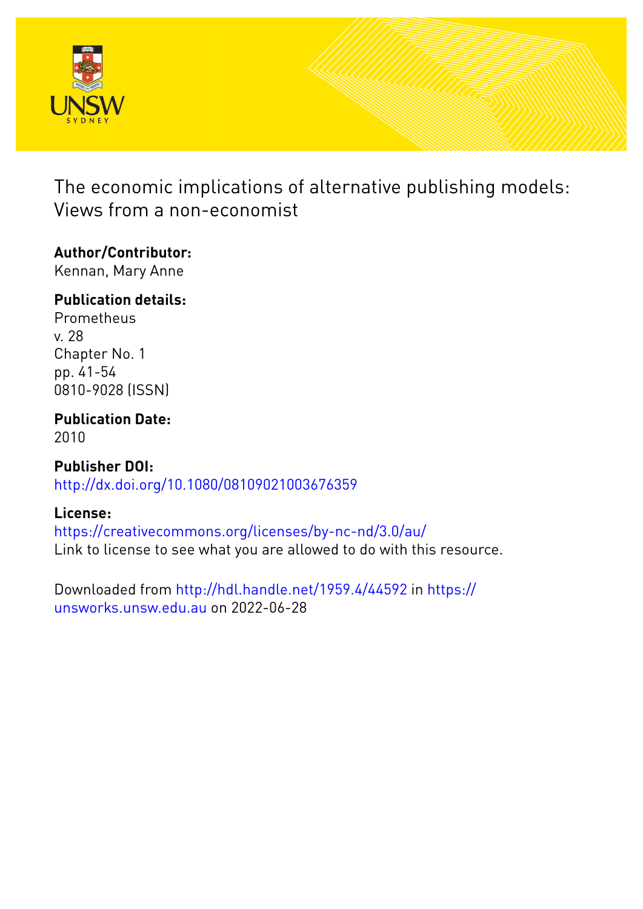# The economic implications of alternative publishing models: Views from a non-economist

**Author/Contributor:**
Kennan, Mary Anne

**Publication details:**
Prometheus
v. 28
Chapter No. 1
pp. 41-54
0810-9028 (ISSN)

**Publication Date:**
2010

**Publisher DOI:**
http://dx.doi.org/10.1080/08109021003676359

**License:**
https://creativecommons.org/licenses/by-nc-nd/3.0/au/
Link to license to see what you are allowed to do with this resource.

Downloaded from http://hdl.handle.net/1959.4/44592 in https://unsworks.unsw.edu.au on 2022-06-28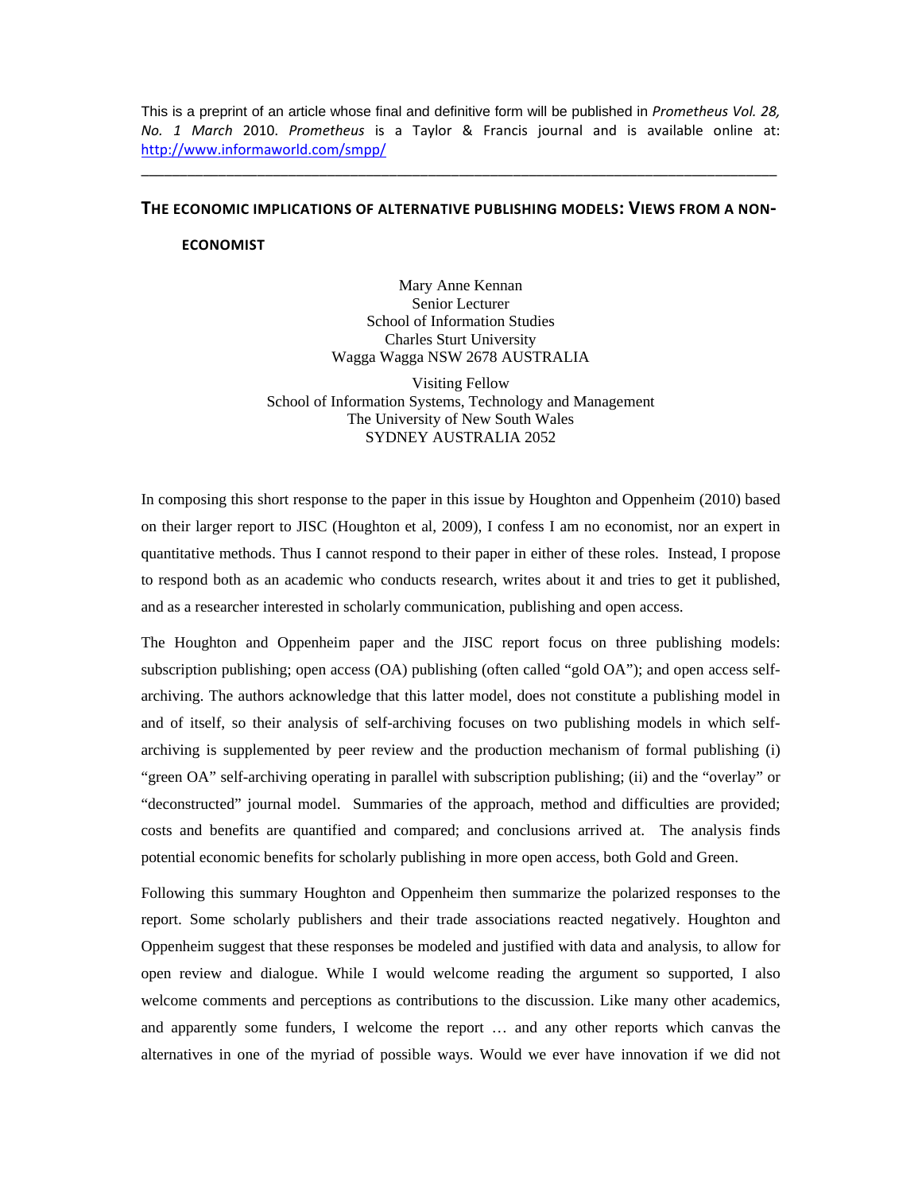This is a preprint of an article whose final and definitive form will be published in *Prometheus Vol. 28, No. 1 March* 2010. *Prometheus* is a Taylor & Francis journal and is available online at: http://www.informaworld.com/smpp/

---

# THE ECONOMIC IMPLICATIONS OF ALTERNATIVE PUBLISHING MODELS: VIEWS FROM A NON-ECONOMIST

Mary Anne Kennan
Senior Lecturer
School of Information Studies
Charles Sturt University
Wagga Wagga NSW 2678 AUSTRALIA

Visiting Fellow
School of Information Systems, Technology and Management
The University of New South Wales
SYDNEY AUSTRALIA 2052

In composing this short response to the paper in this issue by Houghton and Oppenheim (2010) based on their larger report to JISC (Houghton et al, 2009), I confess I am no economist, nor an expert in quantitative methods. Thus I cannot respond to their paper in either of these roles. Instead, I propose to respond both as an academic who conducts research, writes about it and tries to get it published, and as a researcher interested in scholarly communication, publishing and open access.

The Houghton and Oppenheim paper and the JISC report focus on three publishing models: subscription publishing; open access (OA) publishing (often called "gold OA"); and open access self-archiving. The authors acknowledge that this latter model, does not constitute a publishing model in and of itself, so their analysis of self-archiving focuses on two publishing models in which self-archiving is supplemented by peer review and the production mechanism of formal publishing (i) "green OA" self-archiving operating in parallel with subscription publishing; (ii) and the "overlay" or "deconstructed" journal model. Summaries of the approach, method and difficulties are provided; costs and benefits are quantified and compared; and conclusions arrived at. The analysis finds potential economic benefits for scholarly publishing in more open access, both Gold and Green.

Following this summary Houghton and Oppenheim then summarize the polarized responses to the report. Some scholarly publishers and their trade associations reacted negatively. Houghton and Oppenheim suggest that these responses be modeled and justified with data and analysis, to allow for open review and dialogue. While I would welcome reading the argument so supported, I also welcome comments and perceptions as contributions to the discussion. Like many other academics, and apparently some funders, I welcome the report … and any other reports which canvas the alternatives in one of the myriad of possible ways. Would we ever have innovation if we did not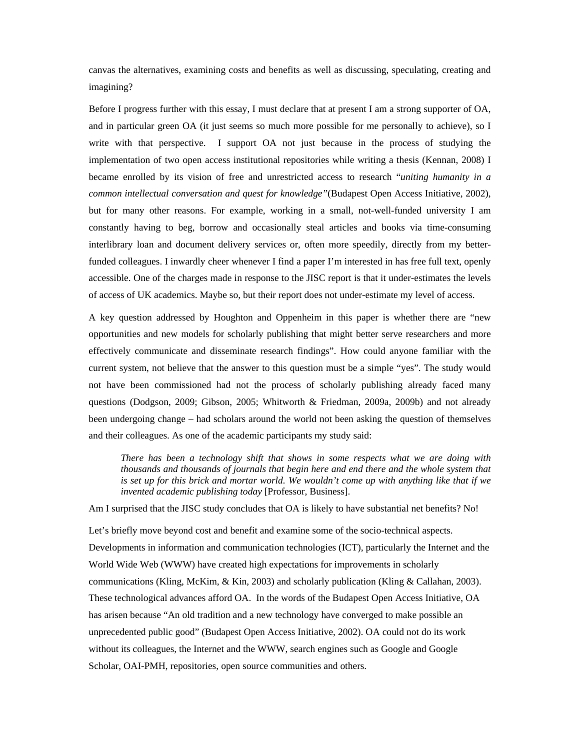canvas the alternatives, examining costs and benefits as well as discussing, speculating, creating and imagining?

Before I progress further with this essay, I must declare that at present I am a strong supporter of OA, and in particular green OA (it just seems so much more possible for me personally to achieve), so I write with that perspective. I support OA not just because in the process of studying the implementation of two open access institutional repositories while writing a thesis (Kennan, 2008) I became enrolled by its vision of free and unrestricted access to research "*uniting humanity in a common intellectual conversation and quest for knowledge*"(Budapest Open Access Initiative, 2002), but for many other reasons. For example, working in a small, not-well-funded university I am constantly having to beg, borrow and occasionally steal articles and books via time-consuming interlibrary loan and document delivery services or, often more speedily, directly from my better-funded colleagues. I inwardly cheer whenever I find a paper I'm interested in has free full text, openly accessible. One of the charges made in response to the JISC report is that it under-estimates the levels of access of UK academics. Maybe so, but their report does not under-estimate my level of access.

A key question addressed by Houghton and Oppenheim in this paper is whether there are "new opportunities and new models for scholarly publishing that might better serve researchers and more effectively communicate and disseminate research findings". How could anyone familiar with the current system, not believe that the answer to this question must be a simple "yes". The study would not have been commissioned had not the process of scholarly publishing already faced many questions (Dodgson, 2009; Gibson, 2005; Whitworth & Friedman, 2009a, 2009b) and not already been undergoing change – had scholars around the world not been asking the question of themselves and their colleagues. As one of the academic participants my study said:

> *There has been a technology shift that shows in some respects what we are doing with thousands and thousands of journals that begin here and end there and the whole system that is set up for this brick and mortar world. We wouldn't come up with anything like that if we invented academic publishing today* [Professor, Business].

Am I surprised that the JISC study concludes that OA is likely to have substantial net benefits? No!

Let's briefly move beyond cost and benefit and examine some of the socio-technical aspects. Developments in information and communication technologies (ICT), particularly the Internet and the World Wide Web (WWW) have created high expectations for improvements in scholarly communications (Kling, McKim, & Kin, 2003) and scholarly publication (Kling & Callahan, 2003). These technological advances afford OA. In the words of the Budapest Open Access Initiative, OA has arisen because "An old tradition and a new technology have converged to make possible an unprecedented public good" (Budapest Open Access Initiative, 2002). OA could not do its work without its colleagues, the Internet and the WWW, search engines such as Google and Google Scholar, OAI-PMH, repositories, open source communities and others.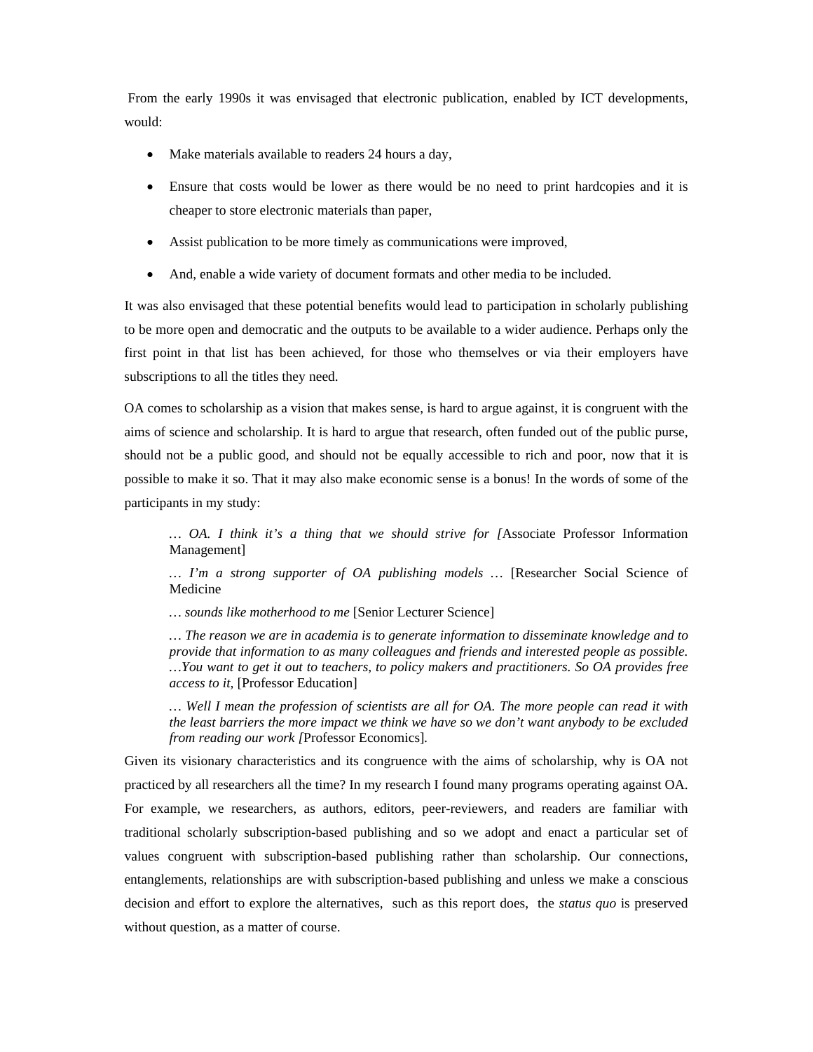From the early 1990s it was envisaged that electronic publication, enabled by ICT developments, would:

- Make materials available to readers 24 hours a day,
- Ensure that costs would be lower as there would be no need to print hardcopies and it is cheaper to store electronic materials than paper,
- Assist publication to be more timely as communications were improved,
- And, enable a wide variety of document formats and other media to be included.

It was also envisaged that these potential benefits would lead to participation in scholarly publishing to be more open and democratic and the outputs to be available to a wider audience. Perhaps only the first point in that list has been achieved, for those who themselves or via their employers have subscriptions to all the titles they need.

OA comes to scholarship as a vision that makes sense, is hard to argue against, it is congruent with the aims of science and scholarship. It is hard to argue that research, often funded out of the public purse, should not be a public good, and should not be equally accessible to rich and poor, now that it is possible to make it so. That it may also make economic sense is a bonus! In the words of some of the participants in my study:

> *… OA. I think it's a thing that we should strive for [*Associate Professor Information Management]
>
> *… I'm a strong supporter of OA publishing models …* [Researcher Social Science of Medicine
>
> *… sounds like motherhood to me* [Senior Lecturer Science]
>
> *… The reason we are in academia is to generate information to disseminate knowledge and to provide that information to as many colleagues and friends and interested people as possible. …You want to get it out to teachers, to policy makers and practitioners. So OA provides free access to it,* [Professor Education]
>
> *… Well I mean the profession of scientists are all for OA. The more people can read it with the least barriers the more impact we think we have so we don't want anybody to be excluded from reading our work [*Professor Economics].

Given its visionary characteristics and its congruence with the aims of scholarship, why is OA not practiced by all researchers all the time? In my research I found many programs operating against OA. For example, we researchers, as authors, editors, peer-reviewers, and readers are familiar with traditional scholarly subscription-based publishing and so we adopt and enact a particular set of values congruent with subscription-based publishing rather than scholarship. Our connections, entanglements, relationships are with subscription-based publishing and unless we make a conscious decision and effort to explore the alternatives, such as this report does, the *status quo* is preserved without question, as a matter of course.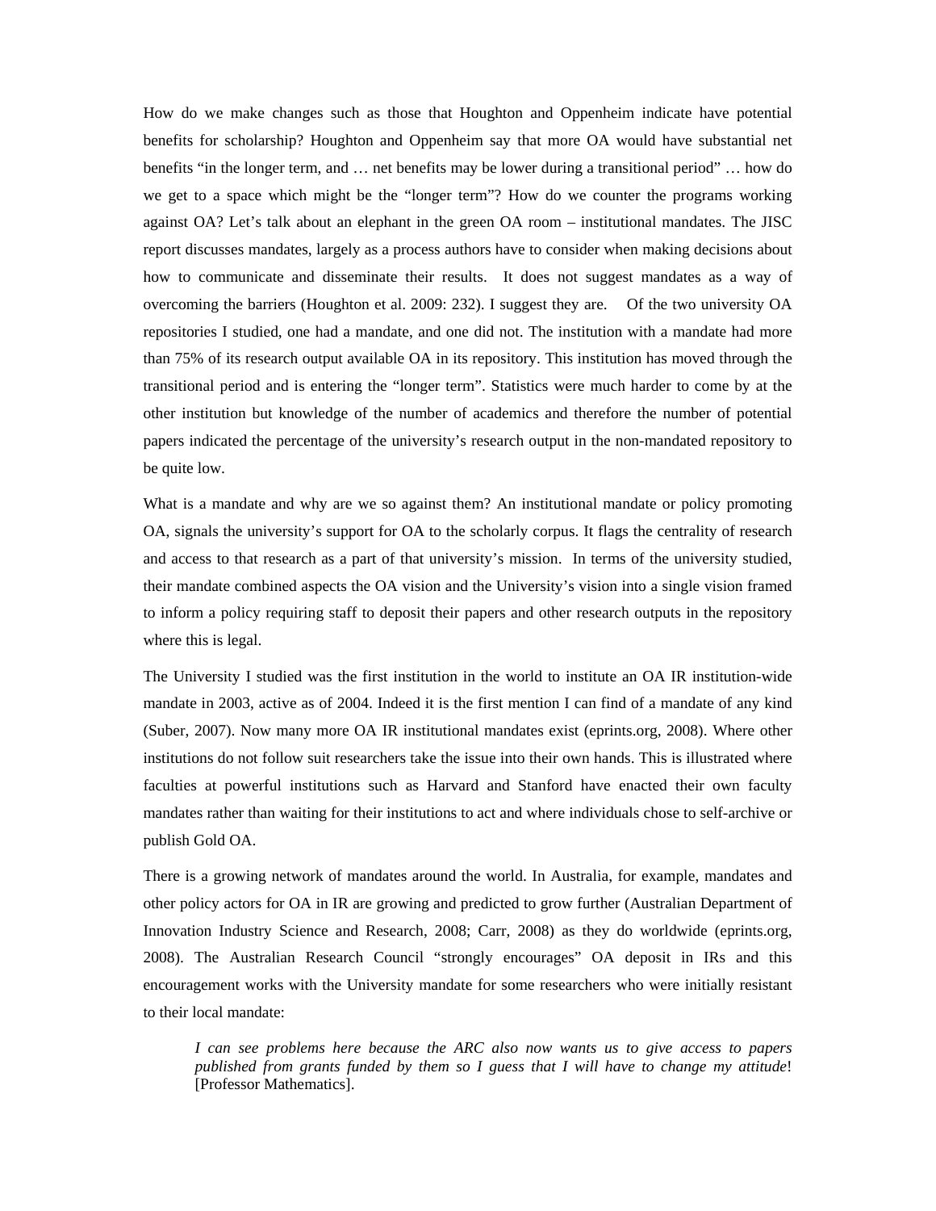How do we make changes such as those that Houghton and Oppenheim indicate have potential benefits for scholarship? Houghton and Oppenheim say that more OA would have substantial net benefits "in the longer term, and … net benefits may be lower during a transitional period" … how do we get to a space which might be the "longer term"? How do we counter the programs working against OA? Let's talk about an elephant in the green OA room – institutional mandates. The JISC report discusses mandates, largely as a process authors have to consider when making decisions about how to communicate and disseminate their results. It does not suggest mandates as a way of overcoming the barriers (Houghton et al. 2009: 232). I suggest they are. Of the two university OA repositories I studied, one had a mandate, and one did not. The institution with a mandate had more than 75% of its research output available OA in its repository. This institution has moved through the transitional period and is entering the "longer term". Statistics were much harder to come by at the other institution but knowledge of the number of academics and therefore the number of potential papers indicated the percentage of the university's research output in the non-mandated repository to be quite low.

What is a mandate and why are we so against them? An institutional mandate or policy promoting OA, signals the university's support for OA to the scholarly corpus. It flags the centrality of research and access to that research as a part of that university's mission. In terms of the university studied, their mandate combined aspects the OA vision and the University's vision into a single vision framed to inform a policy requiring staff to deposit their papers and other research outputs in the repository where this is legal.

The University I studied was the first institution in the world to institute an OA IR institution-wide mandate in 2003, active as of 2004. Indeed it is the first mention I can find of a mandate of any kind (Suber, 2007). Now many more OA IR institutional mandates exist (eprints.org, 2008). Where other institutions do not follow suit researchers take the issue into their own hands. This is illustrated where faculties at powerful institutions such as Harvard and Stanford have enacted their own faculty mandates rather than waiting for their institutions to act and where individuals chose to self-archive or publish Gold OA.

There is a growing network of mandates around the world. In Australia, for example, mandates and other policy actors for OA in IR are growing and predicted to grow further (Australian Department of Innovation Industry Science and Research, 2008; Carr, 2008) as they do worldwide (eprints.org, 2008). The Australian Research Council "strongly encourages" OA deposit in IRs and this encouragement works with the University mandate for some researchers who were initially resistant to their local mandate:

> *I can see problems here because the ARC also now wants us to give access to papers published from grants funded by them so I guess that I will have to change my attitude*! [Professor Mathematics].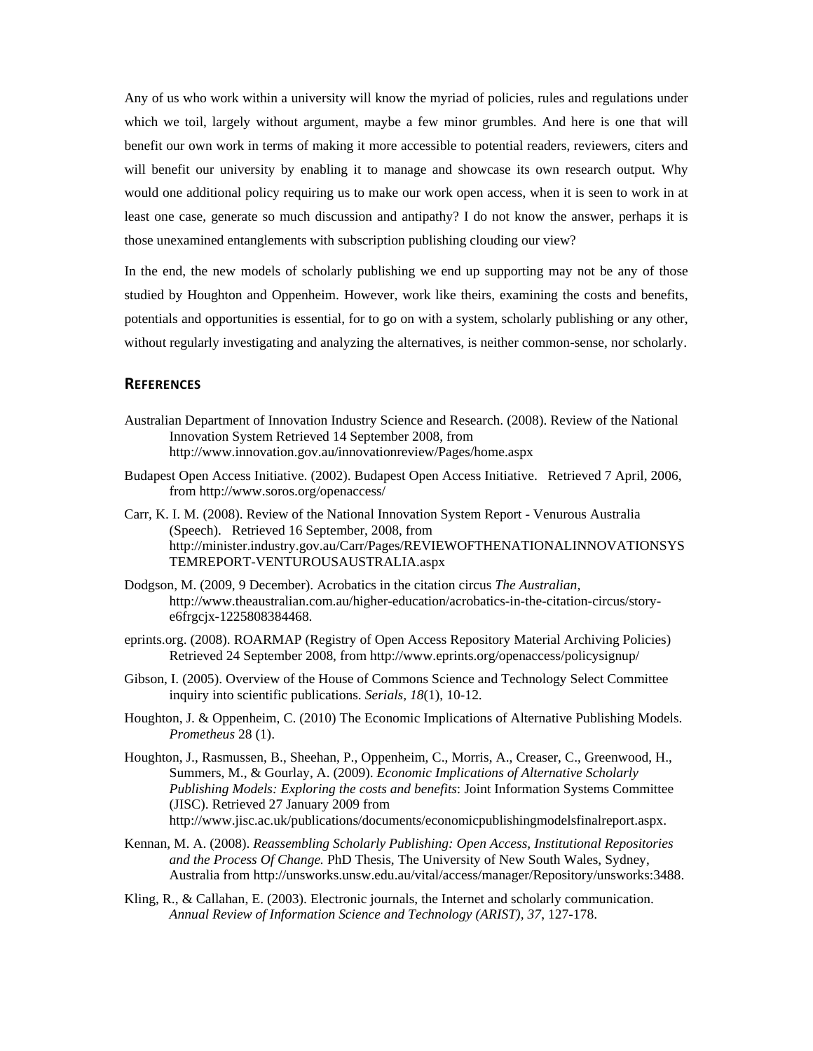Any of us who work within a university will know the myriad of policies, rules and regulations under which we toil, largely without argument, maybe a few minor grumbles. And here is one that will benefit our own work in terms of making it more accessible to potential readers, reviewers, citers and will benefit our university by enabling it to manage and showcase its own research output. Why would one additional policy requiring us to make our work open access, when it is seen to work in at least one case, generate so much discussion and antipathy? I do not know the answer, perhaps it is those unexamined entanglements with subscription publishing clouding our view?

In the end, the new models of scholarly publishing we end up supporting may not be any of those studied by Houghton and Oppenheim. However, work like theirs, examining the costs and benefits, potentials and opportunities is essential, for to go on with a system, scholarly publishing or any other, without regularly investigating and analyzing the alternatives, is neither common-sense, nor scholarly.

## References

Australian Department of Innovation Industry Science and Research. (2008). Review of the National Innovation System Retrieved 14 September 2008, from http://www.innovation.gov.au/innovationreview/Pages/home.aspx

Budapest Open Access Initiative. (2002). Budapest Open Access Initiative. Retrieved 7 April, 2006, from http://www.soros.org/openaccess/

Carr, K. I. M. (2008). Review of the National Innovation System Report - Venurous Australia (Speech). Retrieved 16 September, 2008, from http://minister.industry.gov.au/Carr/Pages/REVIEWOFTHENATIONALINNOVATIONSYSTEMREPORT-VENTUROUSAUSTRALIA.aspx

Dodgson, M. (2009, 9 December). Acrobatics in the citation circus *The Australian,* http://www.theaustralian.com.au/higher-education/acrobatics-in-the-citation-circus/story-e6frgcjx-1225808384468.

eprints.org. (2008). ROARMAP (Registry of Open Access Repository Material Archiving Policies) Retrieved 24 September 2008, from http://www.eprints.org/openaccess/policysignup/

Gibson, I. (2005). Overview of the House of Commons Science and Technology Select Committee inquiry into scientific publications. *Serials, 18*(1), 10-12.

Houghton, J. & Oppenheim, C. (2010) The Economic Implications of Alternative Publishing Models. *Prometheus* 28 (1).

Houghton, J., Rasmussen, B., Sheehan, P., Oppenheim, C., Morris, A., Creaser, C., Greenwood, H., Summers, M., & Gourlay, A. (2009). *Economic Implications of Alternative Scholarly Publishing Models: Exploring the costs and benefits*: Joint Information Systems Committee (JISC). Retrieved 27 January 2009 from http://www.jisc.ac.uk/publications/documents/economicpublishingmodelsfinalreport.aspx.

Kennan, M. A. (2008). *Reassembling Scholarly Publishing: Open Access, Institutional Repositories and the Process Of Change.* PhD Thesis, The University of New South Wales, Sydney, Australia from http://unsworks.unsw.edu.au/vital/access/manager/Repository/unsworks:3488.

Kling, R., & Callahan, E. (2003). Electronic journals, the Internet and scholarly communication. *Annual Review of Information Science and Technology (ARIST), 37*, 127-178.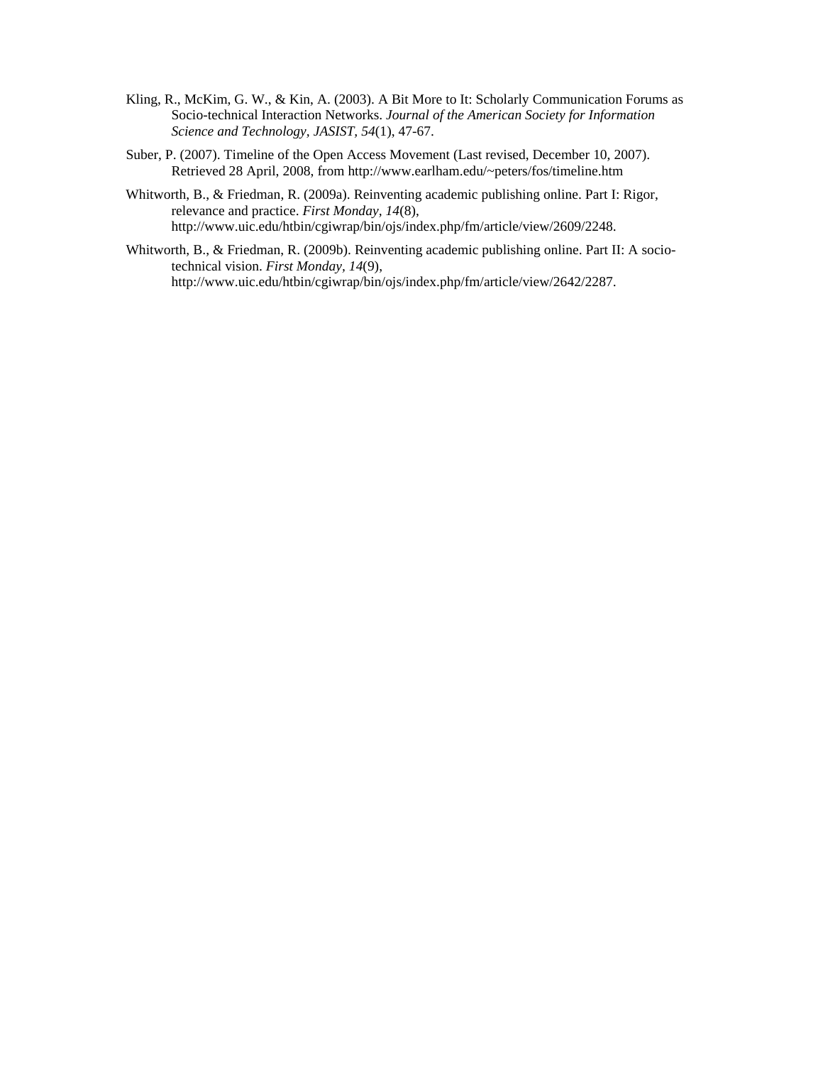Kling, R., McKim, G. W., & Kin, A. (2003). A Bit More to It: Scholarly Communication Forums as Socio-technical Interaction Networks. *Journal of the American Society for Information Science and Technology, JASIST*, *54*(1), 47-67.

Suber, P. (2007). Timeline of the Open Access Movement (Last revised, December 10, 2007). Retrieved 28 April, 2008, from http://www.earlham.edu/~peters/fos/timeline.htm

Whitworth, B., & Friedman, R. (2009a). Reinventing academic publishing online. Part I: Rigor, relevance and practice. *First Monday*, *14*(8), http://www.uic.edu/htbin/cgiwrap/bin/ojs/index.php/fm/article/view/2609/2248.

Whitworth, B., & Friedman, R. (2009b). Reinventing academic publishing online. Part II: A socio-technical vision. *First Monday*, *14*(9), http://www.uic.edu/htbin/cgiwrap/bin/ojs/index.php/fm/article/view/2642/2287.